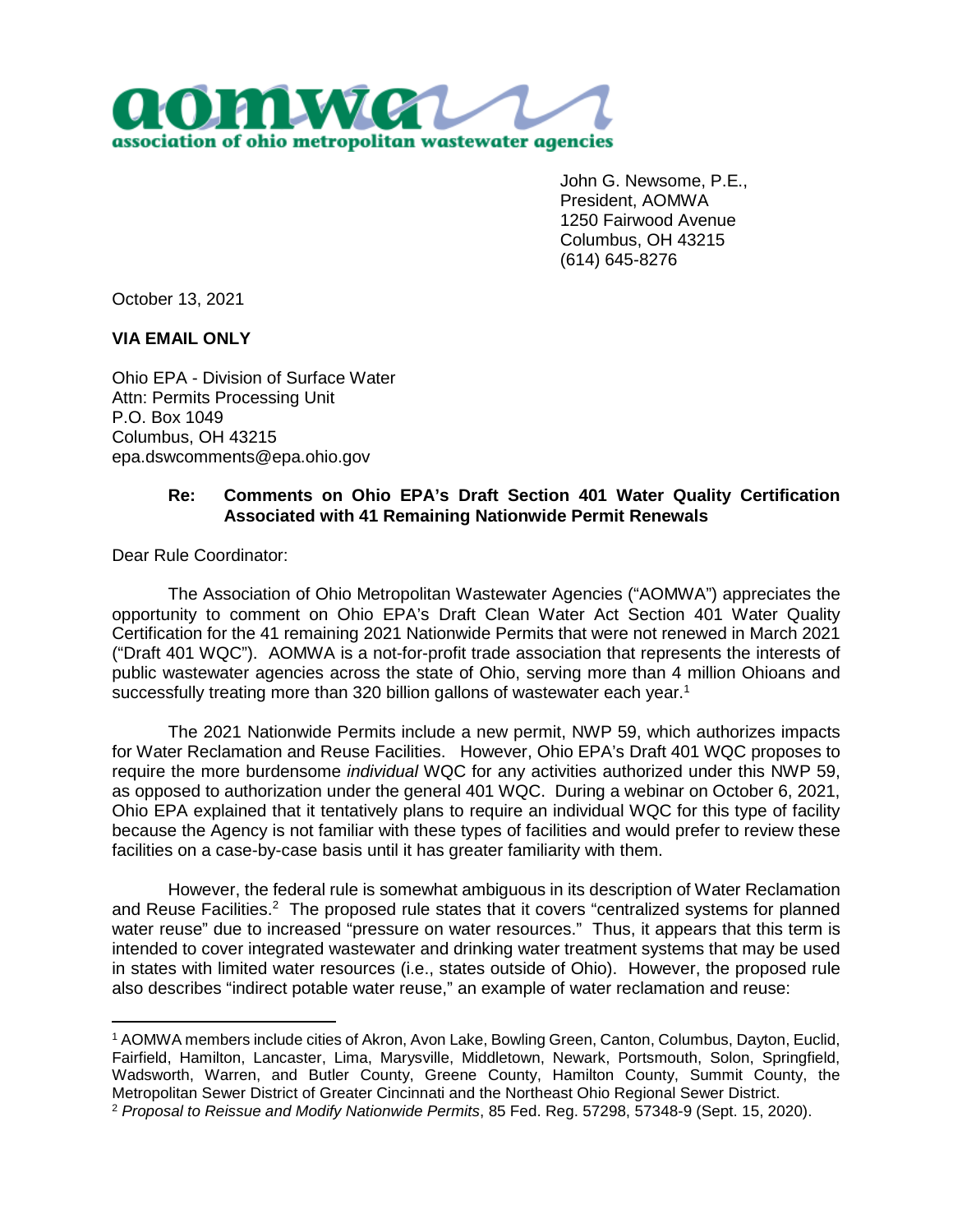**aomwa**
**association of ohio metropolitan wastewater agencies**

John G. Newsome, P.E.,
President, AOMWA
1250 Fairwood Avenue
Columbus, OH 43215
(614) 645-8276

October 13, 2021

**VIA EMAIL ONLY**

Ohio EPA - Division of Surface Water
Attn: Permits Processing Unit
P.O. Box 1049
Columbus, OH 43215
epa.dswcomments@epa.ohio.gov

**Re: Comments on Ohio EPA's Draft Section 401 Water Quality Certification Associated with 41 Remaining Nationwide Permit Renewals**

Dear Rule Coordinator:

The Association of Ohio Metropolitan Wastewater Agencies ("AOMWA") appreciates the opportunity to comment on Ohio EPA's Draft Clean Water Act Section 401 Water Quality Certification for the 41 remaining 2021 Nationwide Permits that were not renewed in March 2021 ("Draft 401 WQC"). AOMWA is a not-for-profit trade association that represents the interests of public wastewater agencies across the state of Ohio, serving more than 4 million Ohioans and successfully treating more than 320 billion gallons of wastewater each year.[1]

The 2021 Nationwide Permits include a new permit, NWP 59, which authorizes impacts for Water Reclamation and Reuse Facilities. However, Ohio EPA's Draft 401 WQC proposes to require the more burdensome *individual* WQC for any activities authorized under this NWP 59, as opposed to authorization under the general 401 WQC. During a webinar on October 6, 2021, Ohio EPA explained that it tentatively plans to require an individual WQC for this type of facility because the Agency is not familiar with these types of facilities and would prefer to review these facilities on a case-by-case basis until it has greater familiarity with them.

However, the federal rule is somewhat ambiguous in its description of Water Reclamation and Reuse Facilities.[2] The proposed rule states that it covers "centralized systems for planned water reuse" due to increased "pressure on water resources." Thus, it appears that this term is intended to cover integrated wastewater and drinking water treatment systems that may be used in states with limited water resources (i.e., states outside of Ohio). However, the proposed rule also describes "indirect potable water reuse," an example of water reclamation and reuse:

---

[1] AOMWA members include cities of Akron, Avon Lake, Bowling Green, Canton, Columbus, Dayton, Euclid, Fairfield, Hamilton, Lancaster, Lima, Marysville, Middletown, Newark, Portsmouth, Solon, Springfield, Wadsworth, Warren, and Butler County, Greene County, Hamilton County, Summit County, the Metropolitan Sewer District of Greater Cincinnati and the Northeast Ohio Regional Sewer District.

[2] *Proposal to Reissue and Modify Nationwide Permits*, 85 Fed. Reg. 57298, 57348-9 (Sept. 15, 2020).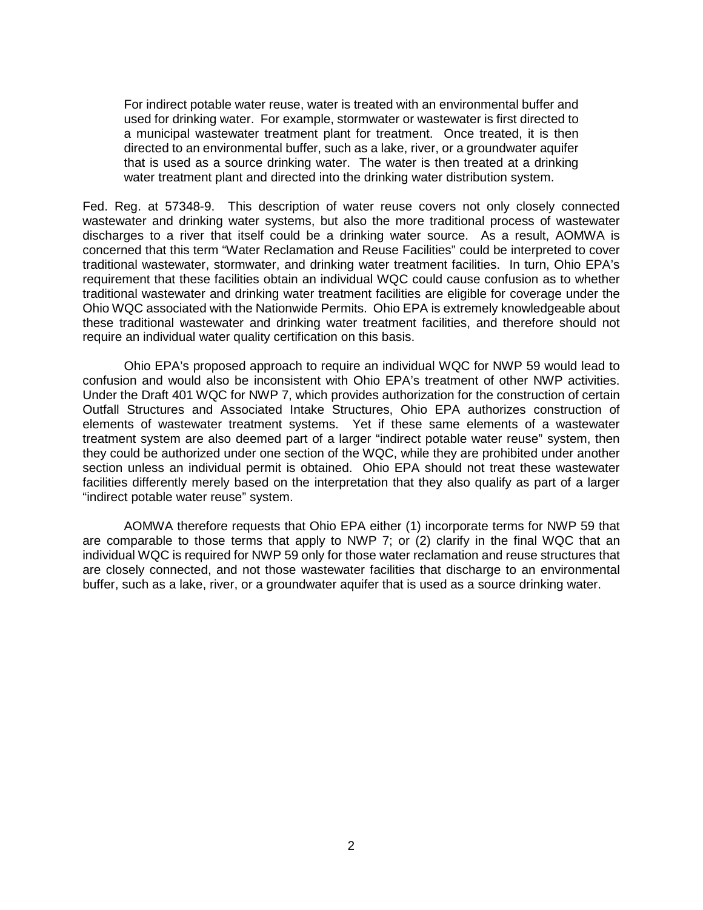> For indirect potable water reuse, water is treated with an environmental buffer and used for drinking water. For example, stormwater or wastewater is first directed to a municipal wastewater treatment plant for treatment. Once treated, it is then directed to an environmental buffer, such as a lake, river, or a groundwater aquifer that is used as a source drinking water. The water is then treated at a drinking water treatment plant and directed into the drinking water distribution system.

Fed. Reg. at 57348-9. This description of water reuse covers not only closely connected wastewater and drinking water systems, but also the more traditional process of wastewater discharges to a river that itself could be a drinking water source. As a result, AOMWA is concerned that this term "Water Reclamation and Reuse Facilities" could be interpreted to cover traditional wastewater, stormwater, and drinking water treatment facilities. In turn, Ohio EPA's requirement that these facilities obtain an individual WQC could cause confusion as to whether traditional wastewater and drinking water treatment facilities are eligible for coverage under the Ohio WQC associated with the Nationwide Permits. Ohio EPA is extremely knowledgeable about these traditional wastewater and drinking water treatment facilities, and therefore should not require an individual water quality certification on this basis.

Ohio EPA's proposed approach to require an individual WQC for NWP 59 would lead to confusion and would also be inconsistent with Ohio EPA's treatment of other NWP activities. Under the Draft 401 WQC for NWP 7, which provides authorization for the construction of certain Outfall Structures and Associated Intake Structures, Ohio EPA authorizes construction of elements of wastewater treatment systems. Yet if these same elements of a wastewater treatment system are also deemed part of a larger "indirect potable water reuse" system, then they could be authorized under one section of the WQC, while they are prohibited under another section unless an individual permit is obtained. Ohio EPA should not treat these wastewater facilities differently merely based on the interpretation that they also qualify as part of a larger "indirect potable water reuse" system.

AOMWA therefore requests that Ohio EPA either (1) incorporate terms for NWP 59 that are comparable to those terms that apply to NWP 7; or (2) clarify in the final WQC that an individual WQC is required for NWP 59 only for those water reclamation and reuse structures that are closely connected, and not those wastewater facilities that discharge to an environmental buffer, such as a lake, river, or a groundwater aquifer that is used as a source drinking water.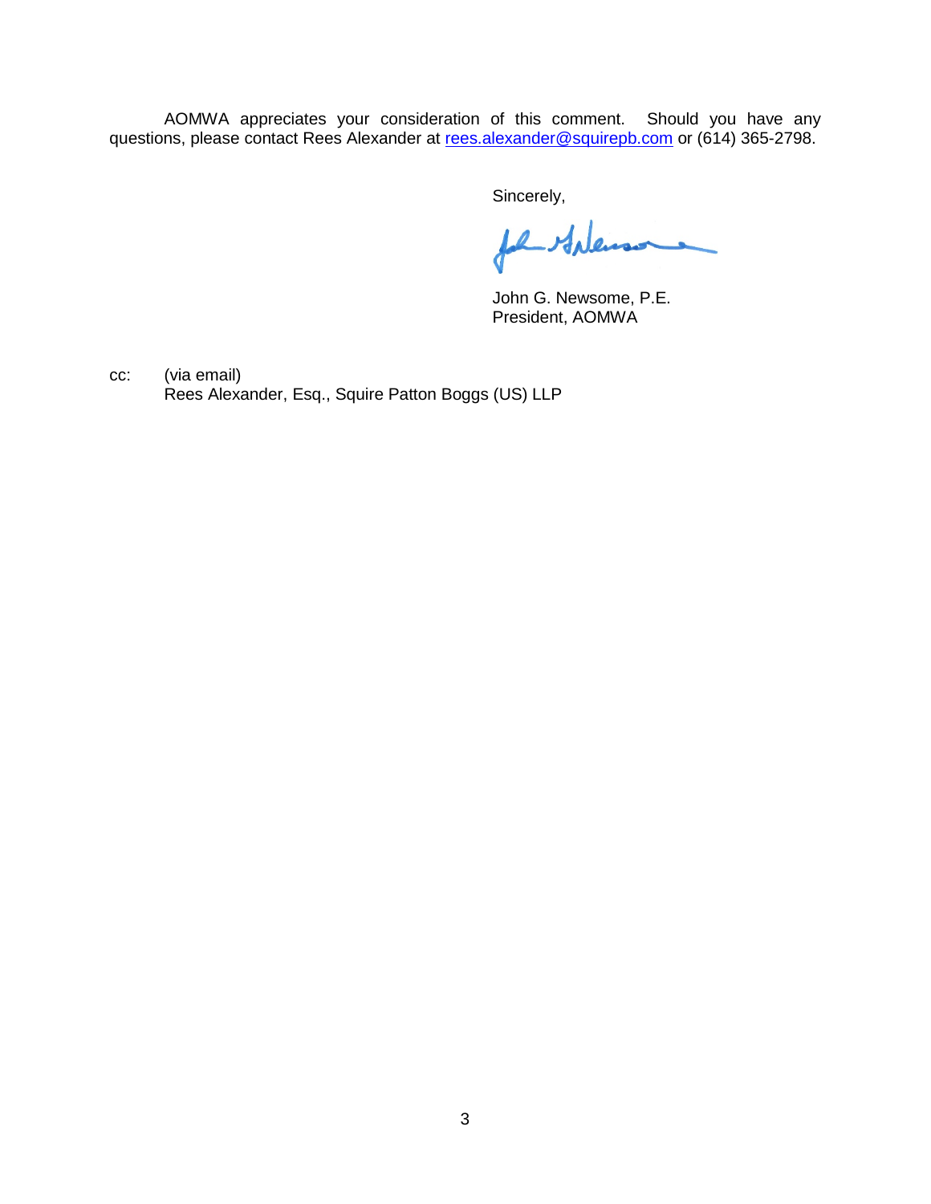AOMWA appreciates your consideration of this comment. Should you have any questions, please contact Rees Alexander at rees.alexander@squirepb.com or (614) 365-2798.

Sincerely,

John G. Newsome, P.E.
President, AOMWA

cc: (via email)
Rees Alexander, Esq., Squire Patton Boggs (US) LLP